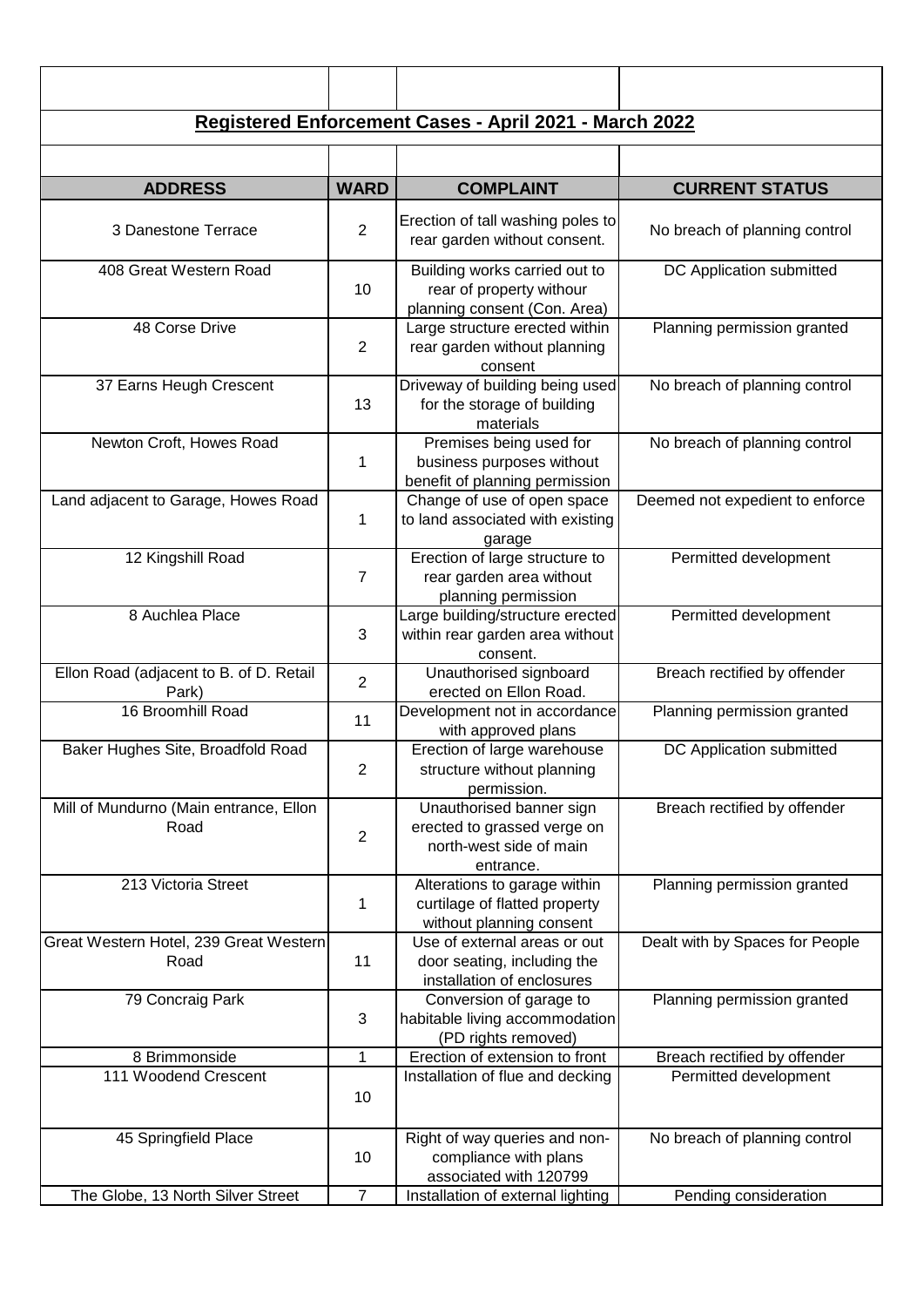## Registered Enforcement Cases - April 2021 - March 2022

| ADDRESS | WARD | COMPLAINT | CURRENT STATUS |
|---|---|---|---|
| 3 Danestone Terrace | 2 | Erection of tall washing poles to rear garden without consent. | No breach of planning control |
| 408 Great Western Road | 10 | Building works carried out to rear of property withour planning consent (Con. Area) | DC Application submitted |
| 48 Corse Drive | 2 | Large structure erected within rear garden without planning consent | Planning permission granted |
| 37 Earns Heugh Crescent | 13 | Driveway of building being used for the storage of building materials | No breach of planning control |
| Newton Croft, Howes Road | 1 | Premises being used for business purposes without benefit of planning permission | No breach of planning control |
| Land adjacent to Garage, Howes Road | 1 | Change of use of open space to land associated with existing garage | Deemed not expedient to enforce |
| 12 Kingshill Road | 7 | Erection of large structure to rear garden area without planning permission | Permitted development |
| 8 Auchlea Place | 3 | Large building/structure erected within rear garden area without consent. | Permitted development |
| Ellon Road (adjacent to B. of D. Retail Park) | 2 | Unauthorised signboard erected on Ellon Road. | Breach rectified by offender |
| 16 Broomhill Road | 11 | Development not in accordance with approved plans | Planning permission granted |
| Baker Hughes Site, Broadfold Road | 2 | Erection of large warehouse structure without planning permission. | DC Application submitted |
| Mill of Mundurno (Main entrance, Ellon Road | 2 | Unauthorised banner sign erected to grassed verge on north-west side of main entrance. | Breach rectified by offender |
| 213 Victoria Street | 1 | Alterations to garage within curtilage of flatted property without planning consent | Planning permission granted |
| Great Western Hotel, 239 Great Western Road | 11 | Use of external areas or out door seating, including the installation of enclosures | Dealt with by Spaces for People |
| 79 Concraig Park | 3 | Conversion of garage to habitable living accommodation (PD rights removed) | Planning permission granted |
| 8 Brimmonside | 1 | Erection of extension to front | Breach rectified by offender |
| 111 Woodend Crescent | 10 | Installation of flue and decking | Permitted development |
| 45 Springfield Place | 10 | Right of way queries and non-compliance with plans associated with 120799 | No breach of planning control |
| The Globe, 13 North Silver Street | 7 | Installation of external lighting | Pending consideration |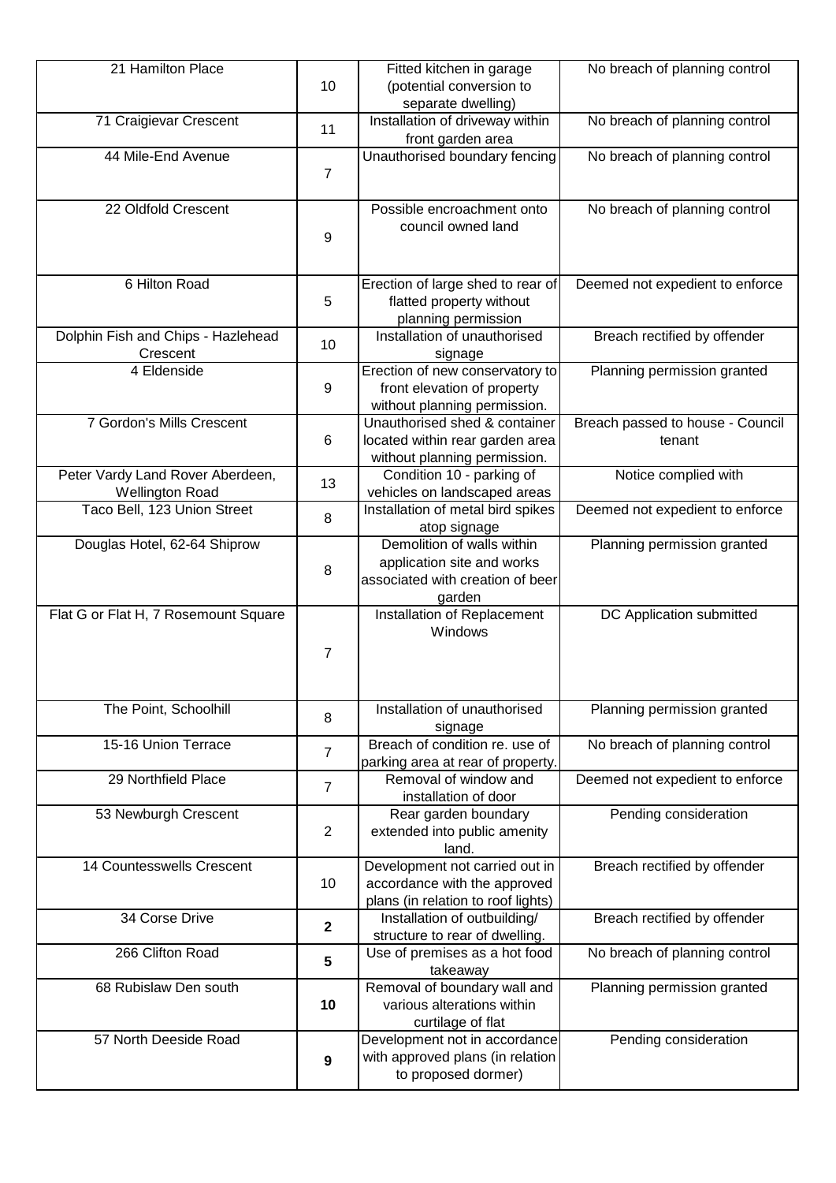| 21 Hamilton Place | 10 | Fitted kitchen in garage (potential conversion to separate dwelling) | No breach of planning control |
|---|---|---|---|
| 71 Craigievar Crescent | 11 | Installation of driveway within front garden area | No breach of planning control |
| 44 Mile-End Avenue | 7 | Unauthorised boundary fencing | No breach of planning control |
| 22 Oldfold Crescent | 9 | Possible encroachment onto council owned land | No breach of planning control |
| 6 Hilton Road | 5 | Erection of large shed to rear of flatted property without planning permission | Deemed not expedient to enforce |
| Dolphin Fish and Chips - Hazlehead Crescent | 10 | Installation of unauthorised signage | Breach rectified by offender |
| 4 Eldenside | 9 | Erection of new conservatory to front elevation of property without planning permission. | Planning permission granted |
| 7 Gordon's Mills Crescent | 6 | Unauthorised shed & container located within rear garden area without planning permission. | Breach passed to house - Council tenant |
| Peter Vardy Land Rover Aberdeen, Wellington Road | 13 | Condition 10 - parking of vehicles on landscaped areas | Notice complied with |
| Taco Bell, 123 Union Street | 8 | Installation of metal bird spikes atop signage | Deemed not expedient to enforce |
| Douglas Hotel, 62-64 Shiprow | 8 | Demolition of walls within application site and works associated with creation of beer garden | Planning permission granted |
| Flat G or Flat H, 7 Rosemount Square | 7 | Installation of Replacement Windows | DC Application submitted |
| The Point, Schoolhill | 8 | Installation of unauthorised signage | Planning permission granted |
| 15-16 Union Terrace | 7 | Breach of condition re. use of parking area at rear of property. | No breach of planning control |
| 29 Northfield Place | 7 | Removal of window and installation of door | Deemed not expedient to enforce |
| 53 Newburgh Crescent | 2 | Rear garden boundary extended into public amenity land. | Pending consideration |
| 14 Countesswells Crescent | 10 | Development not carried out in accordance with the approved plans (in relation to roof lights) | Breach rectified by offender |
| 34 Corse Drive | **2** | Installation of outbuilding/ structure to rear of dwelling. | Breach rectified by offender |
| 266 Clifton Road | **5** | Use of premises as a hot food takeaway | No breach of planning control |
| 68 Rubislaw Den south | **10** | Removal of boundary wall and various alterations within curtilage of flat | Planning permission granted |
| 57 North Deeside Road | **9** | Development not in accordance with approved plans (in relation to proposed dormer) | Pending consideration |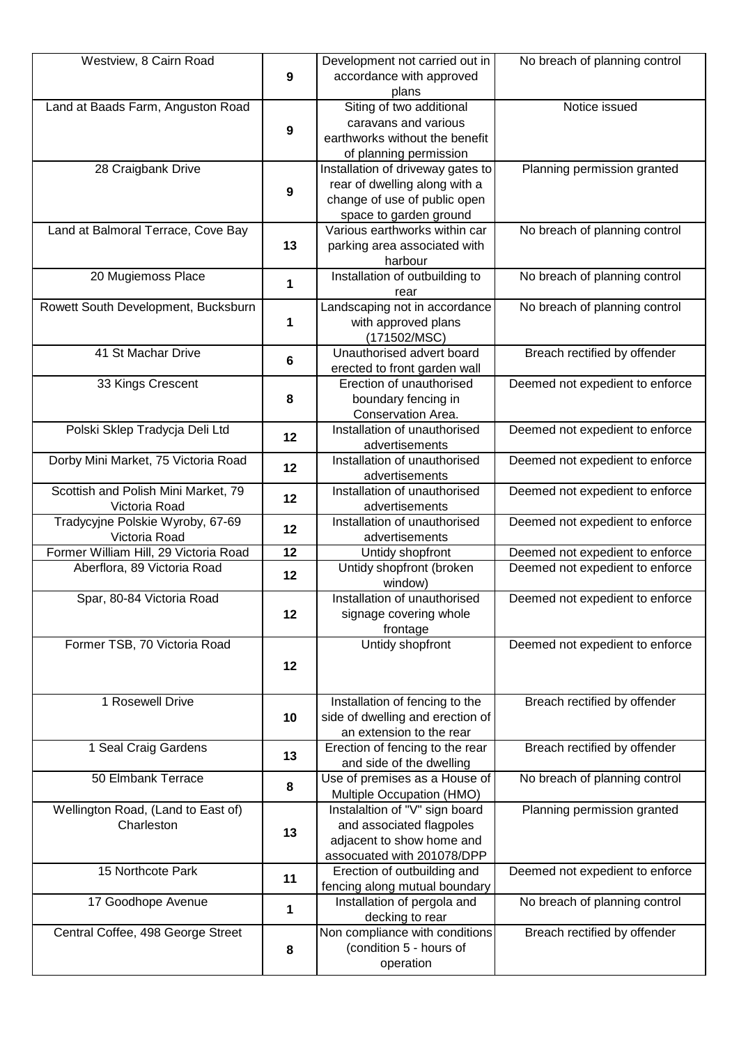| | | | |
|---|---|---|---|
| Westview, 8 Cairn Road | 9 | Development not carried out in accordance with approved plans | No breach of planning control |
| Land at Baads Farm, Anguston Road | 9 | Siting of two additional caravans and various earthworks without the benefit of planning permission | Notice issued |
| 28 Craigbank Drive | 9 | Installation of driveway gates to rear of dwelling along with a change of use of public open space to garden ground | Planning permission granted |
| Land at Balmoral Terrace, Cove Bay | 13 | Various earthworks within car parking area associated with harbour | No breach of planning control |
| 20 Mugiemoss Place | 1 | Installation of outbuilding to rear | No breach of planning control |
| Rowett South Development, Bucksburn | 1 | Landscaping not in accordance with approved plans (171502/MSC) | No breach of planning control |
| 41 St Machar Drive | 6 | Unauthorised advert board erected to front garden wall | Breach rectified by offender |
| 33 Kings Crescent | 8 | Erection of unauthorised boundary fencing in Conservation Area. | Deemed not expedient to enforce |
| Polski Sklep Tradycja Deli Ltd | 12 | Installation of unauthorised advertisements | Deemed not expedient to enforce |
| Dorby Mini Market, 75 Victoria Road | 12 | Installation of unauthorised advertisements | Deemed not expedient to enforce |
| Scottish and Polish Mini Market, 79 Victoria Road | 12 | Installation of unauthorised advertisements | Deemed not expedient to enforce |
| Tradycyjne Polskie Wyroby, 67-69 Victoria Road | 12 | Installation of unauthorised advertisements | Deemed not expedient to enforce |
| Former William Hill, 29 Victoria Road | 12 | Untidy shopfront | Deemed not expedient to enforce |
| Aberflora, 89 Victoria Road | 12 | Untidy shopfront (broken window) | Deemed not expedient to enforce |
| Spar, 80-84 Victoria Road | 12 | Installation of unauthorised signage covering whole frontage | Deemed not expedient to enforce |
| Former TSB, 70 Victoria Road | 12 | Untidy shopfront | Deemed not expedient to enforce |
| 1 Rosewell Drive | 10 | Installation of fencing to the side of dwelling and erection of an extension to the rear | Breach rectified by offender |
| 1 Seal Craig Gardens | 13 | Erection of fencing to the rear and side of the dwelling | Breach rectified by offender |
| 50 Elmbank Terrace | 8 | Use of premises as a House of Multiple Occupation (HMO) | No breach of planning control |
| Wellington Road, (Land to East of) Charleston | 13 | Instalaltion of "V" sign board and associated flagpoles adjacent to show home and assocuated with 201078/DPP | Planning permission granted |
| 15 Northcote Park | 11 | Erection of outbuilding and fencing along mutual boundary | Deemed not expedient to enforce |
| 17 Goodhope Avenue | 1 | Installation of pergola and decking to rear | No breach of planning control |
| Central Coffee, 498 George Street | 8 | Non compliance with conditions (condition 5 - hours of operation | Breach rectified by offender |